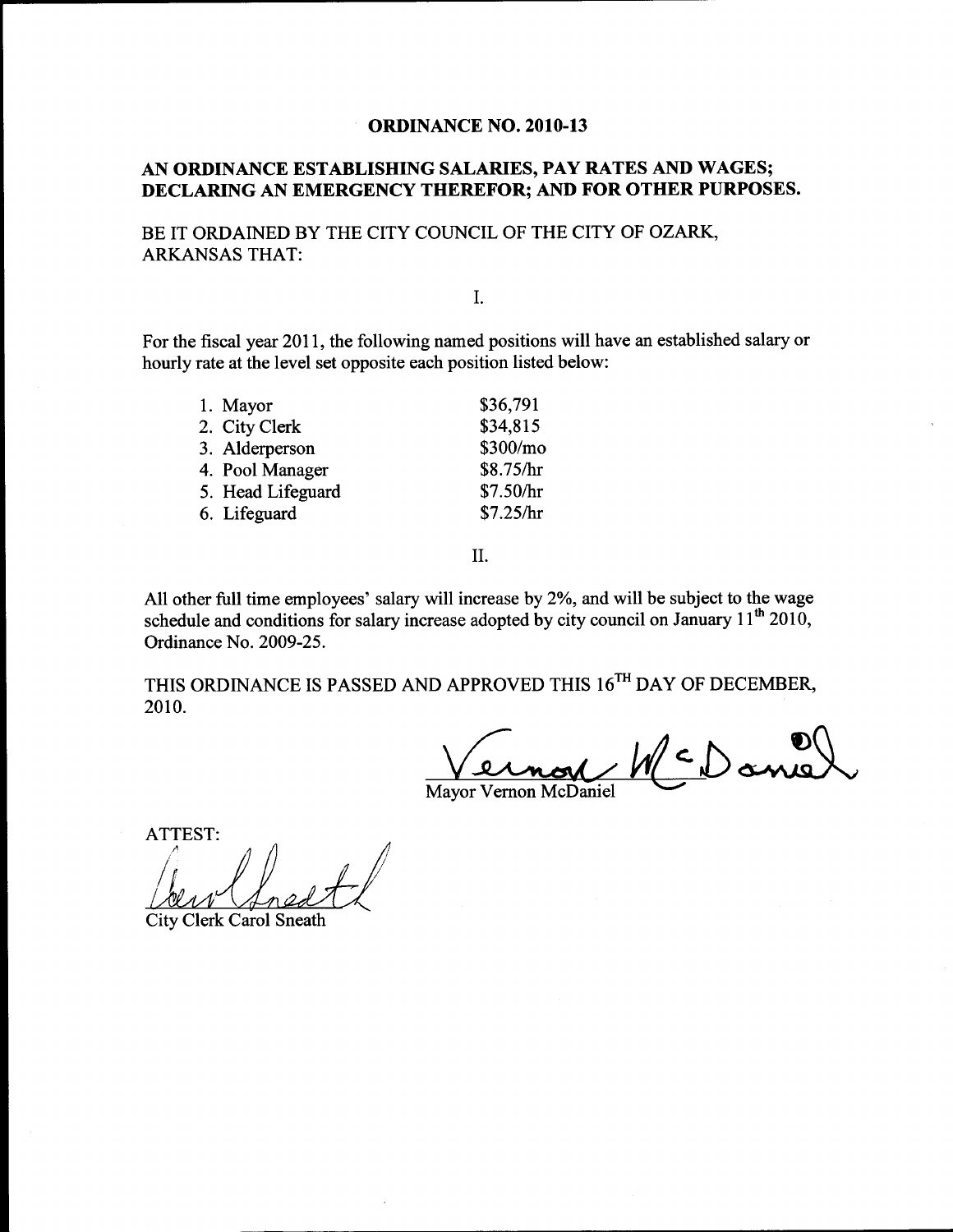# ORDINANCE NO. 2010-13

## AN ORDINANCE ESTABLISHING SALARIES, PAY RATES AND WAGES; DECLARING AN EMERGENCY THEREFOR; AND FOR OTHER PURPOSES.

BE IT ORDAINED BY THE CITY COUNCIL OF THE CITY OF OZARK, ARKANSAS THAT:

I.

For the fiscal year 2011, the following named positions will have an established salary or hourly rate at the level set opposite each position listed below:

| Position | Rate |
|---|---|
| 1. Mayor | $36,791 |
| 2. City Clerk | $34,815 |
| 3. Alderperson | $300/mo |
| 4. Pool Manager | $8.75/hr |
| 5. Head Lifeguard | $7.50/hr |
| 6. Lifeguard | $7.25/hr |

II.

All other full time employees' salary will increase by 2%, and will be subject to the wage schedule and conditions for salary increase adopted by city council on January 11th 2010, Ordinance No. 2009-25.

THIS ORDINANCE IS PASSED AND APPROVED THIS 16TH DAY OF DECEMBER, 2010.

Vernon McDaniel

Mayor Vernon McDaniel

ATTEST:

Carol Sneath

City Clerk Carol Sneath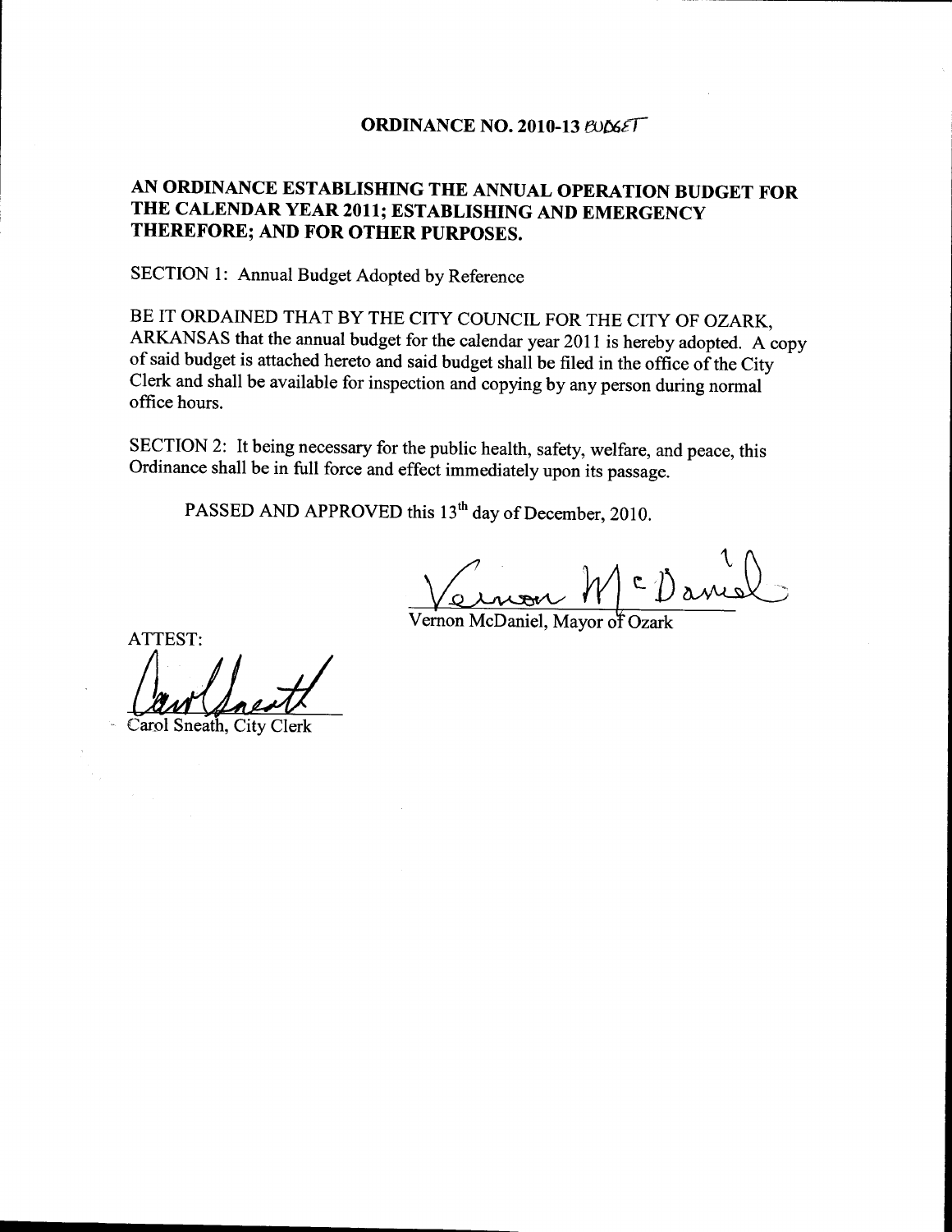# ORDINANCE NO. 2010-13 BUDGET

## AN ORDINANCE ESTABLISHING THE ANNUAL OPERATION BUDGET FOR THE CALENDAR YEAR 2011; ESTABLISHING AND EMERGENCY THEREFORE; AND FOR OTHER PURPOSES.

SECTION 1: Annual Budget Adopted by Reference

BE IT ORDAINED THAT BY THE CITY COUNCIL FOR THE CITY OF OZARK, ARKANSAS that the annual budget for the calendar year 2011 is hereby adopted. A copy of said budget is attached hereto and said budget shall be filed in the office of the City Clerk and shall be available for inspection and copying by any person during normal office hours.

SECTION 2: It being necessary for the public health, safety, welfare, and peace, this Ordinance shall be in full force and effect immediately upon its passage.

PASSED AND APPROVED this 13th day of December, 2010.

Vernon McDaniel, Mayor of Ozark

ATTEST:

Carol Sneath, City Clerk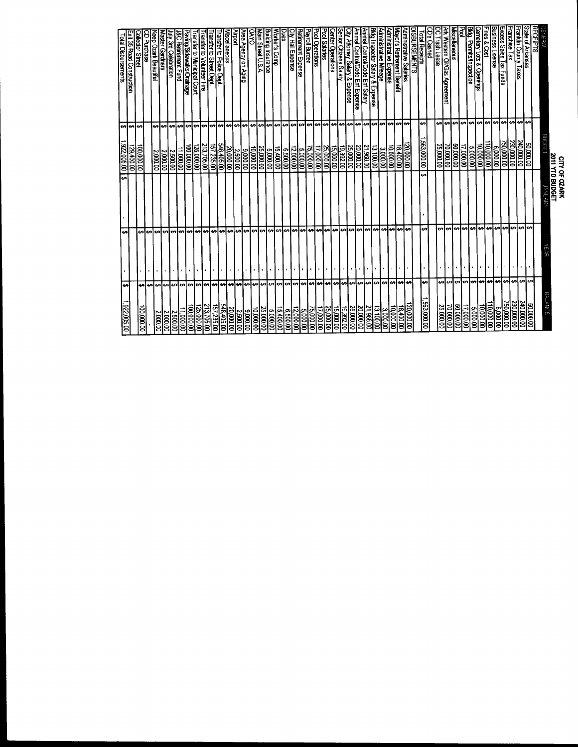# CITY OF OZARK
## 2011 YTD BUDGET

| GENERAL | BUDGET | JANUARY | YEAR | BALANCE |
|---|---|---|---|---|
| RECEIPTS | | | | |
| State of Arkansas | $ 50,000.00 | | $ - | $ 50,000.00 |
| Franklin County Taxes | $ 240,000.00 | | $ - | $ 240,000.00 |
| Franchise Tax | $ 230,000.00 | | $ - | $ 230,000.00 |
| Excess Sales Tax Funds | $ 750,000.00 | | $ - | $ 750,000.00 |
| Business License | $ 6,000.00 | | $ - | $ 6,000.00 |
| Fines & Cost | $ 110,000.00 | | $ - | $ 110,000.00 |
| Cemetery Lots & Openings | $ 10,000.00 | | $ - | $ 10,000.00 |
| Bldg. Permits/Inspection | $ 5,000.00 | | $ - | $ 5,000.00 |
| Pool | $ 17,000.00 | | $ - | $ 17,000.00 |
| Miscellaneous | $ 50,000.00 | | $ - | $ 50,000.00 |
| Ark Western Oil/Gas Agreement | $ 70,000.00 | | $ - | $ 70,000.00 |
| DC Trash Lease | $ 25,000.00 | | $ - | $ 25,000.00 |
| CD's Cashed | | | | |
| Total Receipts | $ 1,563,000.00 | $ - | $ - | $ 1,563,000.00 |
| DISBURSEMENTS | | | | |
| Administrative Salaries | $ 120,000.00 | | $ - | $ 120,000.00 |
| Mayor's Retirement Benefit | $ 18,400.00 | | $ - | $ 18,400.00 |
| Administrative Expense | $ 10,000.00 | | $ - | $ 10,000.00 |
| Administrative Mileage | $ 3,000.00 | | $ - | $ 3,000.00 |
| Bldg Inspector Salary & Expense | $ 13,100.00 | | $ - | $ 13,100.00 |
| Animal Control/Code Enf Salary | $ 21,968.00 | | $ - | $ 21,968.00 |
| Animal Control/Code Enf Expense | $ 20,000.00 | | $ - | $ 20,000.00 |
| City Attorney Salary & Expense | $ 25,000.00 | | $ - | $ 25,000.00 |
| Senior Citizens Salary | $ 19,392.00 | | $ - | $ 19,392.00 |
| Center Operations | $ 15,000.00 | | $ - | $ 15,000.00 |
| Pool Salaries | $ 25,000.00 | | $ - | $ 25,000.00 |
| Pool Operations | $ 17,000.00 | | $ - | $ 17,000.00 |
| Payroll Burden | $ 75,000.00 | | $ - | $ 75,000.00 |
| Retirement Expense | $ 5,000.00 | | $ - | $ 5,000.00 |
| City Hall Expense | $ 12,000.00 | | $ - | $ 12,000.00 |
| Dues | $ 6,500.00 | | $ - | $ 6,500.00 |
| Worker's Comp | $ 15,400.00 | | $ - | $ 15,400.00 |
| Building Insurance | $ 5,000.00 | | $ - | $ 5,000.00 |
| Main Street U.S.A. | $ 25,000.00 | | $ - | $ 25,000.00 |
| OAYO | $ 10,000.00 | | $ - | $ 10,000.00 |
| Area Agency on Aging | $ 9,000.00 | | $ - | $ 9,000.00 |
| Airport | $ 2,500.00 | | $ - | $ 2,500.00 |
| Miscellaneous | $ 20,000.00 | | $ - | $ 20,000.00 |
| Transfer to Police Dept. | $ 548,405.00 | | $ - | $ 548,405.00 |
| Transfer to Street Dept. | $ 157,235.00 | | $ - | $ 157,235.00 |
| Transfer to Volunteer Fire | $ 213,705.00 | | $ - | $ 213,705.00 |
| Transfer to Municipal Court | $ 125,000.00 | | $ - | $ 125,000.00 |
| Paving/Sidewalks/Drainage | $ 100,000.00 | | $ - | $ 100,000.00 |
| J&C Retirement Fund | $ 11,000.00 | | $ - | $ 11,000.00 |
| July 3rd Celebration | $ 2,500.00 | | $ - | $ 2,500.00 |
| Master Gardners | $ 2,000.00 | | $ - | $ 2,000.00 |
| Keep Ozark Beautiful | $ 2,000.00 | | $ - | $ 2,000.00 |
| CD Purchase | | | $ - | $ - |
| Collector Street | $ 100,000.00 | | $ - | $ 100,000.00 |
| Exit 35 Road Construction | $ 129,400.00 | | | |
| Total Disbursements | $ 1,922,005.00 | $ - | $ - | $ 1,922,005.00 |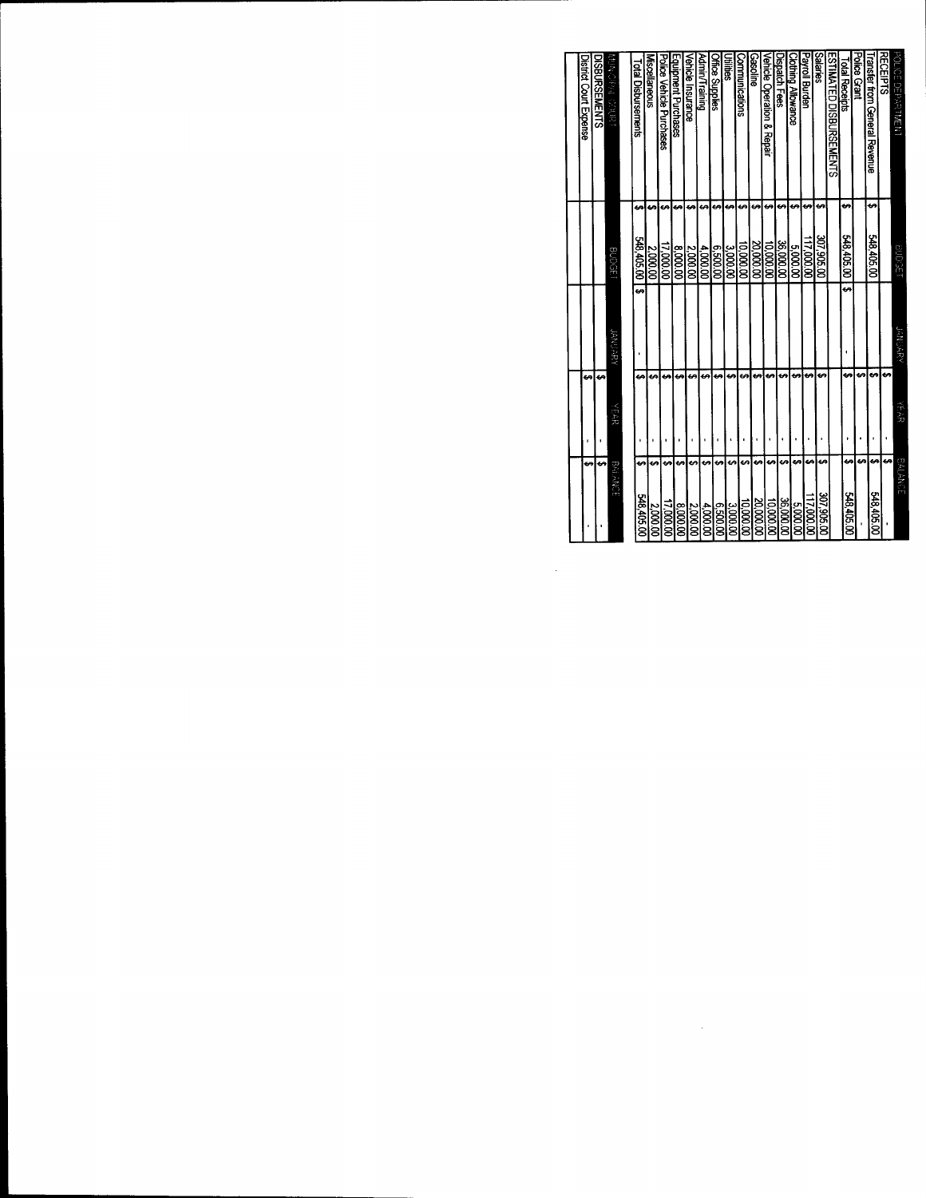| POLICE DEPARTMENT | BUDGET | JANUARY | YEAR | BALANCE |
|---|---|---|---|---|
| RECEIPTS | | | $ - | $ - |
| Transfer from General Revenue | $ 548,405.00 | | $ - | $ 548,405.00 |
| Police Grant | | | $ - | $ - |
| Total Receipts | $ 548,405.00 | $ - | $ - | $ 548,405.00 |
| ESTIMATED DISBURSEMENTS | | | | |
| Salaries | $ 307,905.00 | | $ - | $ 307,905.00 |
| Payroll Burden | $ 117,000.00 | | $ - | $ 117,000.00 |
| Clothing Allowance | $ 5,000.00 | | $ - | $ 5,000.00 |
| Dispatch Fees | $ 36,000.00 | | $ - | $ 36,000.00 |
| Vehicle Operation & Repair | $ 10,000.00 | | $ - | $ 10,000.00 |
| Gasoline | $ 20,000.00 | | $ - | $ 20,000.00 |
| Communications | $ 10,000.00 | | $ - | $ 10,000.00 |
| Utilities | $ 3,000.00 | | $ - | $ 3,000.00 |
| Office Supplies | $ 6,500.00 | | $ - | $ 6,500.00 |
| Admin/Training | $ 4,000.00 | | $ - | $ 4,000.00 |
| Vehicle Insurance | $ 2,000.00 | | $ - | $ 2,000.00 |
| Equipment Purchases | $ 8,000.00 | | $ - | $ 8,000.00 |
| Police Vehicle Purchases | $ 17,000.00 | | $ - | $ 17,000.00 |
| Miscellaneous | $ 2,000.00 | | $ - | $ 2,000.00 |
| Total Disbursements | $ 548,405.00 | $ - | $ - | $ 548,405.00 |

| MUNICIPAL COURT | BUDGET | JANUARY | YEAR | BALANCE |
|---|---|---|---|---|
| DISBURSEMENTS | | | $ - | $ - |
| District Court Expense | | | $ - | $ - |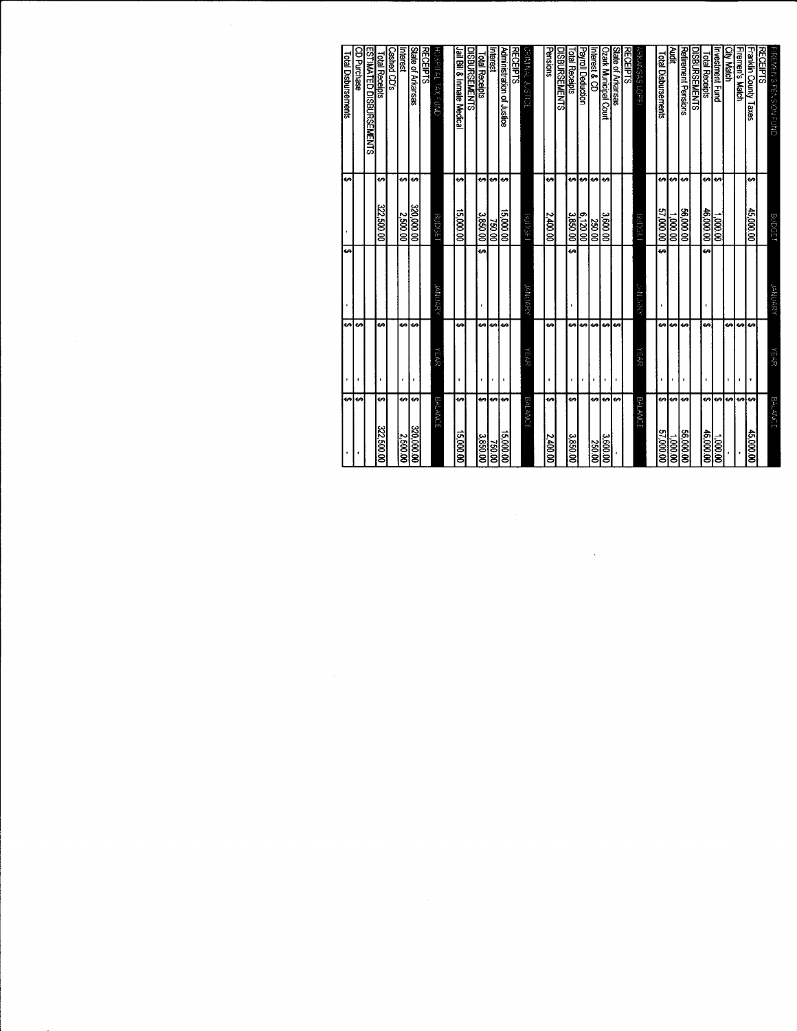| FIREMEN'S PENSION FUND | BUDGET | JANUARY | YEAR | BALANCE |
|---|---|---|---|---|
| RECEIPTS | | | | |
| Franklin County Taxes | $ 45,000.00 | | $ - | $ 45,000.00 |
| Firemen's Match | | | $ - | $ - |
| City Match | | | $ - | $ - |
| Investment Fund | $ 1,000.00 | | $ - | $ 1,000.00 |
| Total Receipts | $ 46,000.00 | $ - | $ - | $ 46,000.00 |
| DISBURSEMENTS | | | | |
| Retirement Pensions | $ 56,000.00 | | $ - | $ 56,000.00 |
| Audit | $ 1,000.00 | | $ - | $ 1,000.00 |
| Total Disbursements | $ 57,000.00 | $ - | $ - | $ 57,000.00 |

| ARKANSAS LOPFI | BUDGET | JANUARY | YEAR | BALANCE |
|---|---|---|---|---|
| RECEIPTS | | | | |
| State of Arkansas | | | $ - | $ - |
| Ozark Municipal Court | $ 3,600.00 | | $ - | $ 3,600.00 |
| Interest & CD | $ 250.00 | | $ - | $ 250.00 |
| Payroll Deduction | $ 6,120.00 | | $ - | |
| Total Receipts | $ 3,850.00 | $ - | $ - | $ 3,850.00 |
| DISBURSEMENTS | | | | |
| Pensions | $ 2,400.00 | | $ - | $ 2,400.00 |

| CRIMINAL JUSTICE | BUDGET | JANUARY | YEAR | BALANCE |
|---|---|---|---|---|
| RECEIPTS | | | | |
| Administration of Justice | $ 15,000.00 | | $ - | $ 15,000.00 |
| Interest | 750.00 | | $ - | $ 750.00 |
| Total Receipts | $ 3,850.00 | $ - | $ - | $ 3,850.00 |
| DISBURSEMENTS | | | | |
| Jail Bill & Inmate Medical | $ 15,000.00 | | $ - | $ 15,000.00 |

| HOSPITAL TAX FUND | BUDGET | JANUARY | YEAR | BALANCE |
|---|---|---|---|---|
| RECEIPTS | | | | |
| State of Arkansas | $ 320,000.00 | | $ - | $ 320,000.00 |
| Interest | $ 2,500.00 | | $ - | $ 2,500.00 |
| Cashed CD's | | | | |
| Total Receipts | $ 322,500.00 | | $ - | $ 322,500.00 |
| ESTIMATED DISBURSEMENTS | | | | |
| CD Purchase | | | $ - | $ - |
| Total Disbursements | $ - | $ - | $ - | $ - |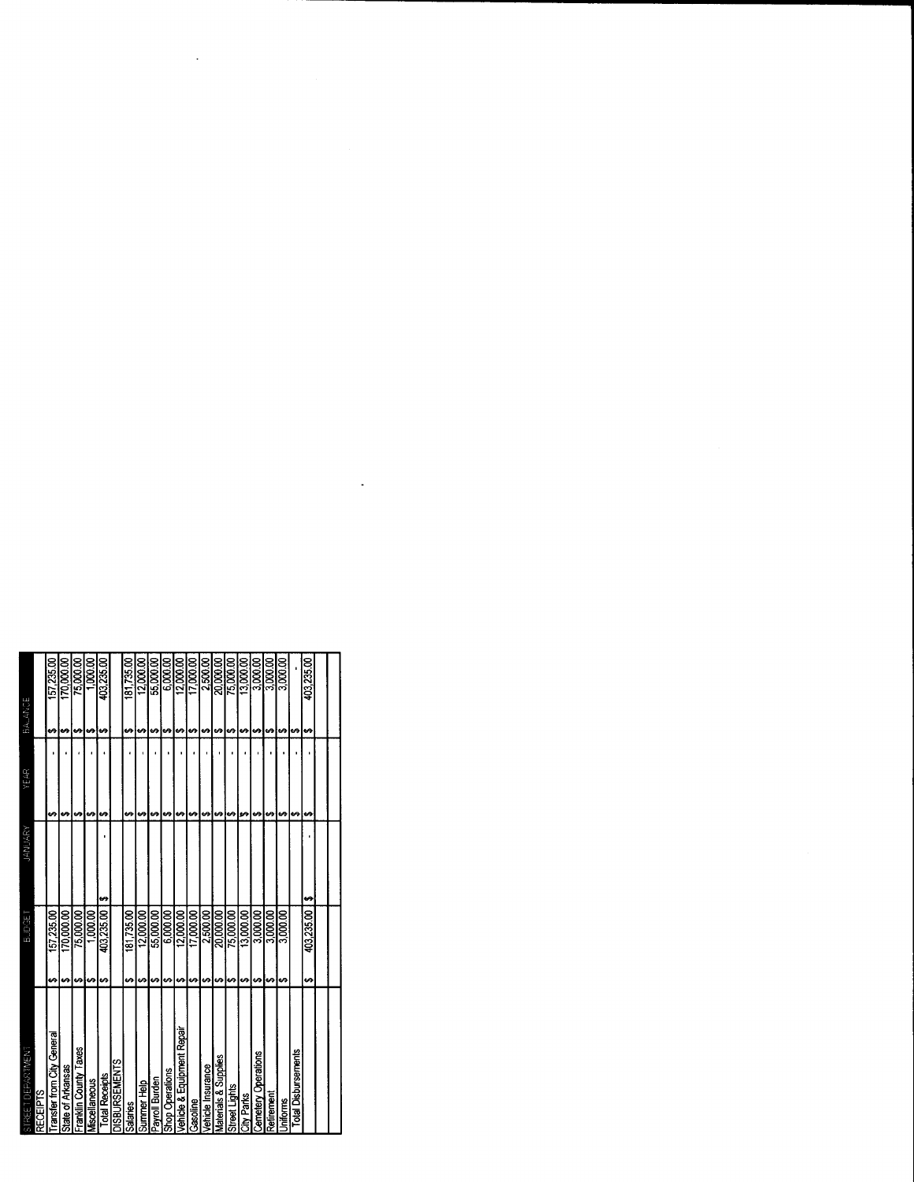| STREET DEPARTMENT | BUDGET | JANUARY | YEAR | BALANCE |
|---|---|---|---|---|
| RECEIPTS | | | | |
| Transfer from City General | $ 157,235.00 | | $ - | $ 157,235.00 |
| State of Arkansas | $ 170,000.00 | | $ - | $ 170,000.00 |
| Franklin County Taxes | $ 75,000.00 | | $ - | $ 75,000.00 |
| Miscellaneous | $ 1,000.00 | | $ - | $ 1,000.00 |
| Total Receipts | $ 403,235.00 | $ - | $ - | $ 403,235.00 |
| DISBURSEMENTS | | | | |
| Salaries | $ 181,735.00 | | $ - | $ 181,735.00 |
| Summer Help | $ 12,000.00 | | $ - | $ 12,000.00 |
| Payroll Burden | $ 55,000.00 | | $ - | $ 55,000.00 |
| Shop Operations | $ 6,000.00 | | $ - | $ 6,000.00 |
| Vehicle & Equipment Repair | $ 12,000.00 | | $ - | $ 12,000.00 |
| Gasoline | $ 17,000.00 | | $ - | $ 17,000.00 |
| Vehicle Insurance | $ 2,500.00 | | $ - | $ 2,500.00 |
| Materials & Supplies | $ 20,000.00 | | $ - | $ 20,000.00 |
| Street Lights | $ 75,000.00 | | $ - | $ 75,000.00 |
| City Parks | $ 13,000.00 | | $ - | $ 13,000.00 |
| Cemetery Operations | $ 3,000.00 | | $ - | $ 3,000.00 |
| Retirement | $ 3,000.00 | | $ - | $ 3,000.00 |
| Uniforms | $ 3,000.00 | | $ - | $ 3,000.00 |
| Total Disbursements | | | $ - | $ - |
| | $ 403,235.00 | $ - | $ - | $ 403,235.00 |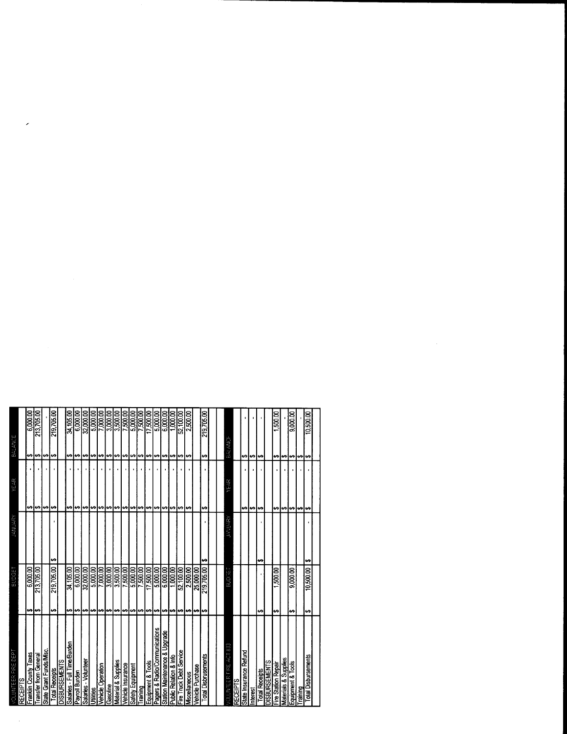| VOLUNTEER FIRE DEPT | BUDGET | JANUARY | YEAR | BALANCE |
|---|---|---|---|---|
| RECEIPTS | | | | |
| Franklin County Taxes | $ 6,000.00 | | $ - | $ 6,000.00 |
| Transfer from General | $ 213,705.00 | | $ - | $ 213,705.00 |
| State Grant Funds/Misc. | | | $ - | $ - |
| Total Receipts | $ 219,705.00 | $ - | $ - | $ 219,705.00 |
| DISBURSEMENTS | | | | |
| Salaries - Full Time/Burden | $ 34,105.00 | | $ - | $ 34,105.00 |
| Payroll Burden | $ 6,000.00 | | $ - | $ 6,000.00 |
| Salaries - Volunteer | $ 32,000.00 | | $ - | $ 32,000.00 |
| Utilities | $ 5,000.00 | | $ - | $ 5,000.00 |
| Vehicle Operation | $ 7,000.00 | | $ - | $ 7,000.00 |
| Gasoline | $ 3,000.00 | | $ - | $ 3,000.00 |
| Material & Supplies | $ 3,500.00 | | $ - | $ 3,500.00 |
| Vehicle Insurance | $ 7,500.00 | | $ - | $ 7,500.00 |
| Safety Equipment | $ 5,000.00 | | $ - | $ 5,000.00 |
| Training | $ 7,500.00 | | $ - | $ 7,500.00 |
| Equipment & Tools | $ 17,500.00 | | $ - | $ 17,500.00 |
| Pagers & Radio/Communications | $ 5,000.00 | | $ - | $ 5,000.00 |
| Station Maintenance & Upgrade | $ 6,000.00 | | $ - | $ 6,000.00 |
| Public Relation & Info | $ 1,000.00 | | $ - | $ 1,000.00 |
| Fire Truck Debt Service | $ 52,100.00 | | $ - | $ 52,100.00 |
| Miscellaneous | $ 2,500.00 | | $ - | $ 2,500.00 |
| Vehicle Purchase | $ 25,000.00 | | | |
| Total Disbursements | $ 219,705.00 | $ - | $ - | $ 219,705.00 |

| VOLUNTEER FIRE ACT 833 | BUDGET | JANUARY | YEAR | BALANCE |
|---|---|---|---|---|
| RECEIPTS | | | | |
| State Insurance Refund | | | $ - | $ - |
| Interest | | | $ - | $ - |
| Total Receipts | $ - | $ - | $ - | $ - |
| DISBURSEMENTS | | | | |
| Fire Station Repair | $ 1,500.00 | | $ - | $ 1,500.00 |
| Materials & Supplies | | | $ - | $ - |
| Equipment & Tools | $ 9,000.00 | | $ - | $ 9,000.00 |
| Training | | | $ - | $ - |
| Total Disbursements | $ 10,500.00 | $ - | $ - | $ 10,500.00 |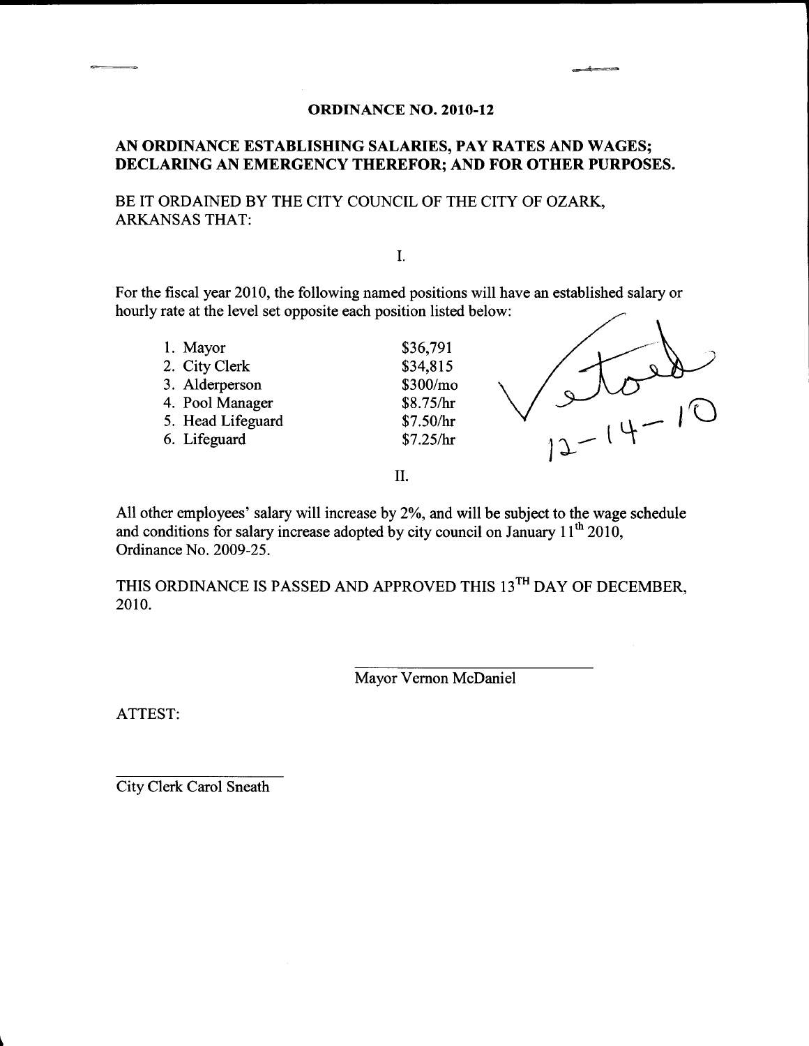# ORDINANCE NO. 2010-12

## AN ORDINANCE ESTABLISHING SALARIES, PAY RATES AND WAGES; DECLARING AN EMERGENCY THEREFOR; AND FOR OTHER PURPOSES.

BE IT ORDAINED BY THE CITY COUNCIL OF THE CITY OF OZARK, ARKANSAS THAT:

I.

For the fiscal year 2010, the following named positions will have an established salary or hourly rate at the level set opposite each position listed below:

| Position | Rate |
|---|---|
| 1. Mayor | $36,791 |
| 2. City Clerk | $34,815 |
| 3. Alderperson | $300/mo |
| 4. Pool Manager | $8.75/hr |
| 5. Head Lifeguard | $7.50/hr |
| 6. Lifeguard | $7.25/hr |

Vetoed 12-14-10

II.

All other employees' salary will increase by 2%, and will be subject to the wage schedule and conditions for salary increase adopted by city council on January 11th 2010, Ordinance No. 2009-25.

THIS ORDINANCE IS PASSED AND APPROVED THIS 13TH DAY OF DECEMBER, 2010.

\_\_\_\_\_\_\_\_\_\_\_\_\_\_\_\_\_\_\_\_\_\_\_\_\_\_\_\_
Mayor Vernon McDaniel

ATTEST:

\_\_\_\_\_\_\_\_\_\_\_\_\_\_\_\_\_\_\_\_\_\_\_\_\_\_\_\_
City Clerk Carol Sneath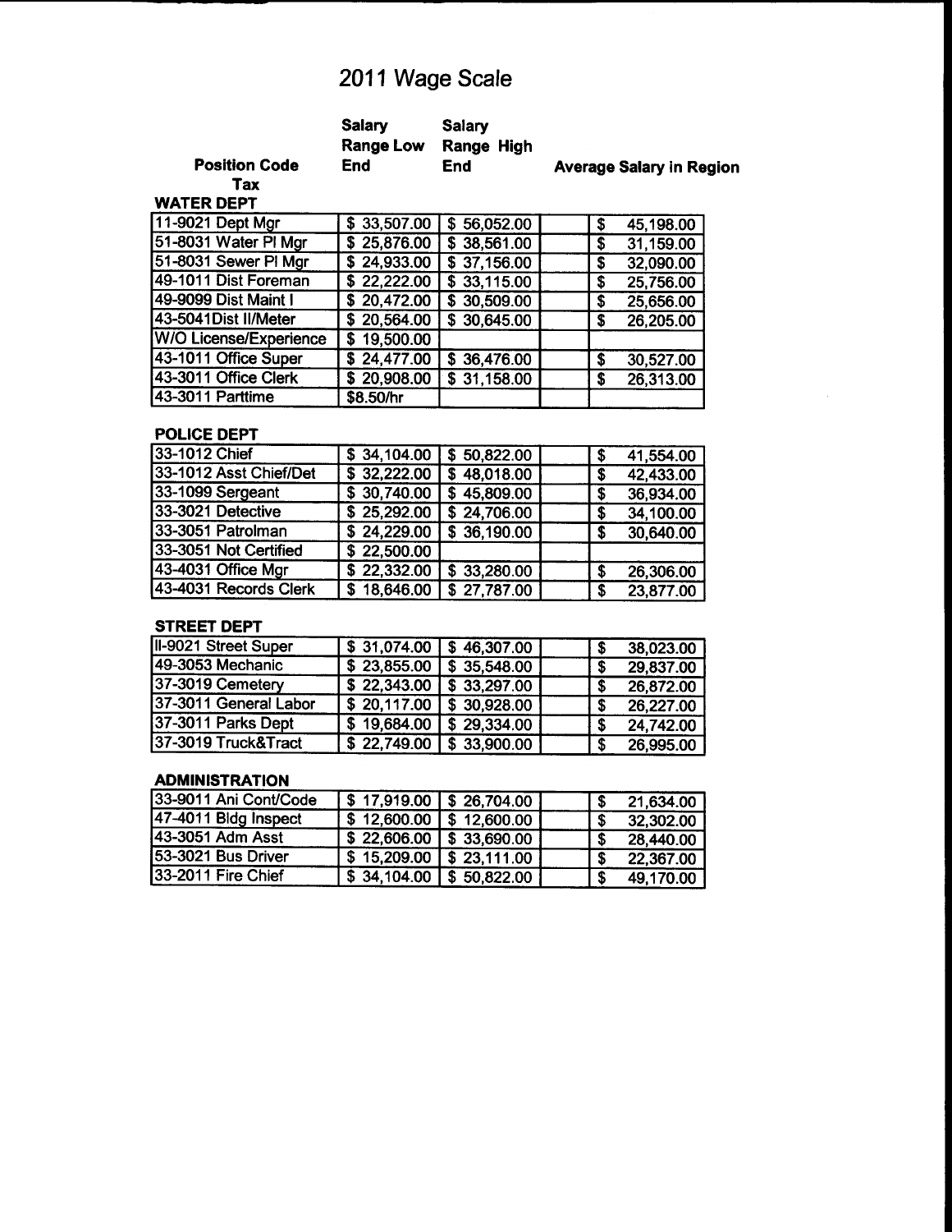# 2011 Wage Scale

| Position Code Tax | Salary Range Low End | Salary Range High End | | Average Salary in Region |
|---|---|---|---|---|
| **WATER DEPT** | | | | |
| 11-9021 Dept Mgr | $ 33,507.00 | $ 56,052.00 | | $ 45,198.00 |
| 51-8031 Water Pl Mgr | $ 25,876.00 | $ 38,561.00 | | $ 31,159.00 |
| 51-8031 Sewer Pl Mgr | $ 24,933.00 | $ 37,156.00 | | $ 32,090.00 |
| 49-1011 Dist Foreman | $ 22,222.00 | $ 33,115.00 | | $ 25,756.00 |
| 49-9099 Dist Maint I | $ 20,472.00 | $ 30,509.00 | | $ 25,656.00 |
| 43-5041Dist II/Meter | $ 20,564.00 | $ 30,645.00 | | $ 26,205.00 |
| W/O License/Experience | $ 19,500.00 | | | |
| 43-1011 Office Super | $ 24,477.00 | $ 36,476.00 | | $ 30,527.00 |
| 43-3011 Office Clerk | $ 20,908.00 | $ 31,158.00 | | $ 26,313.00 |
| 43-3011 Parttime | $8.50/hr | | | |
| **POLICE DEPT** | | | | |
| 33-1012 Chief | $ 34,104.00 | $ 50,822.00 | | $ 41,554.00 |
| 33-1012 Asst Chief/Det | $ 32,222.00 | $ 48,018.00 | | $ 42,433.00 |
| 33-1099 Sergeant | $ 30,740.00 | $ 45,809.00 | | $ 36,934.00 |
| 33-3021 Detective | $ 25,292.00 | $ 24,706.00 | | $ 34,100.00 |
| 33-3051 Patrolman | $ 24,229.00 | $ 36,190.00 | | $ 30,640.00 |
| 33-3051 Not Certified | $ 22,500.00 | | | |
| 43-4031 Office Mgr | $ 22,332.00 | $ 33,280.00 | | $ 26,306.00 |
| 43-4031 Records Clerk | $ 18,646.00 | $ 27,787.00 | | $ 23,877.00 |
| **STREET DEPT** | | | | |
| II-9021 Street Super | $ 31,074.00 | $ 46,307.00 | | $ 38,023.00 |
| 49-3053 Mechanic | $ 23,855.00 | $ 35,548.00 | | $ 29,837.00 |
| 37-3019 Cemetery | $ 22,343.00 | $ 33,297.00 | | $ 26,872.00 |
| 37-3011 General Labor | $ 20,117.00 | $ 30,928.00 | | $ 26,227.00 |
| 37-3011 Parks Dept | $ 19,684.00 | $ 29,334.00 | | $ 24,742.00 |
| 37-3019 Truck&Tract | $ 22,749.00 | $ 33,900.00 | | $ 26,995.00 |
| **ADMINISTRATION** | | | | |
| 33-9011 Ani Cont/Code | $ 17,919.00 | $ 26,704.00 | | $ 21,634.00 |
| 47-4011 Bldg Inspect | $ 12,600.00 | $ 12,600.00 | | $ 32,302.00 |
| 43-3051 Adm Asst | $ 22,606.00 | $ 33,690.00 | | $ 28,440.00 |
| 53-3021 Bus Driver | $ 15,209.00 | $ 23,111.00 | | $ 22,367.00 |
| 33-2011 Fire Chief | $ 34,104.00 | $ 50,822.00 | | $ 49,170.00 |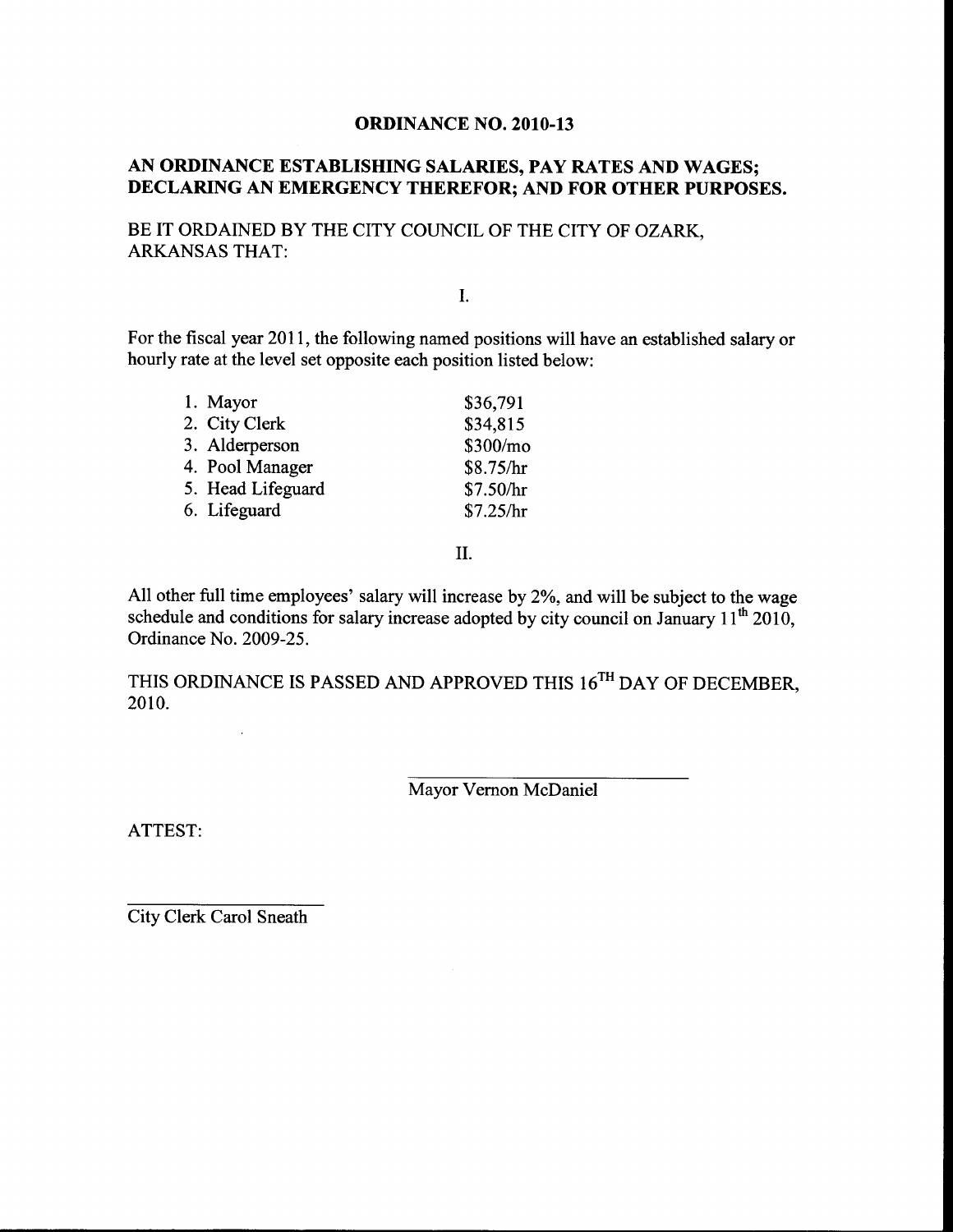# ORDINANCE NO. 2010-13

## AN ORDINANCE ESTABLISHING SALARIES, PAY RATES AND WAGES; DECLARING AN EMERGENCY THEREFOR; AND FOR OTHER PURPOSES.

BE IT ORDAINED BY THE CITY COUNCIL OF THE CITY OF OZARK, ARKANSAS THAT:

I.

For the fiscal year 2011, the following named positions will have an established salary or hourly rate at the level set opposite each position listed below:

| Position | Salary/Rate |
| --- | --- |
| 1. Mayor | $36,791 |
| 2. City Clerk | $34,815 |
| 3. Alderperson | $300/mo |
| 4. Pool Manager | $8.75/hr |
| 5. Head Lifeguard | $7.50/hr |
| 6. Lifeguard | $7.25/hr |

II.

All other full time employees' salary will increase by 2%, and will be subject to the wage schedule and conditions for salary increase adopted by city council on January 11th 2010, Ordinance No. 2009-25.

THIS ORDINANCE IS PASSED AND APPROVED THIS 16TH DAY OF DECEMBER, 2010.

\_\_\_\_\_\_\_\_\_\_\_\_\_\_\_\_\_\_\_\_\_\_\_\_\_\_\_\_
Mayor Vernon McDaniel

ATTEST:

\_\_\_\_\_\_\_\_\_\_\_\_\_\_\_\_\_\_\_\_\_\_\_\_
City Clerk Carol Sneath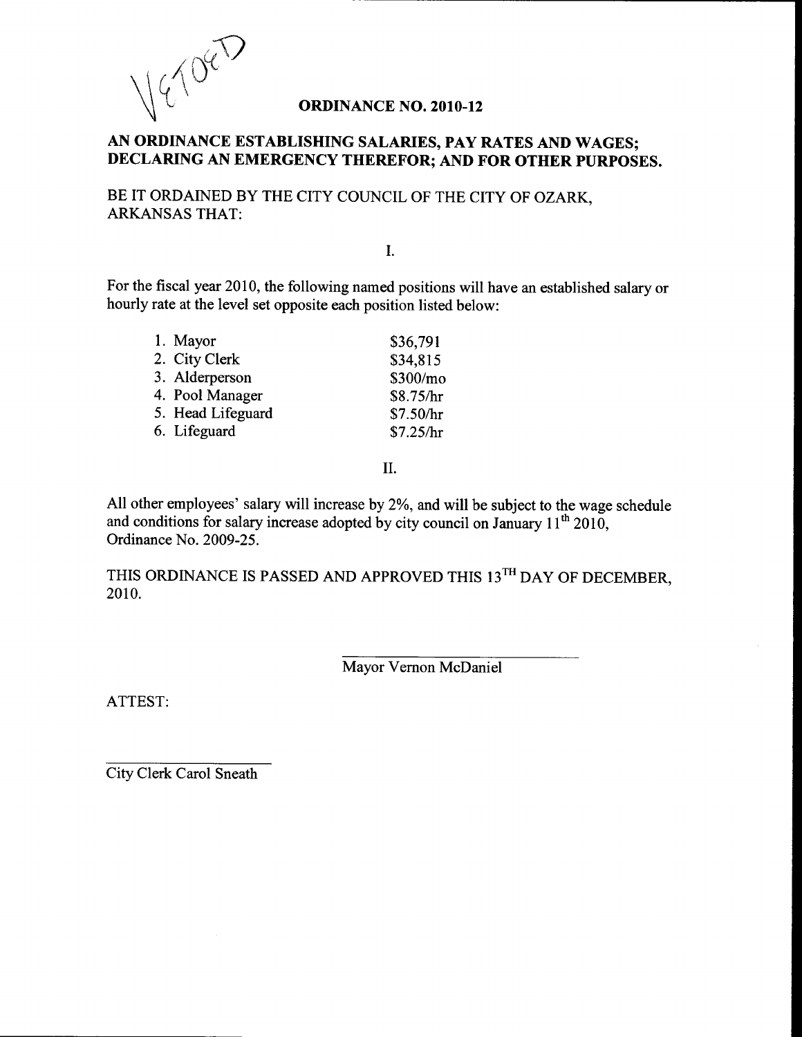VETOED

**ORDINANCE NO. 2010-12**

**AN ORDINANCE ESTABLISHING SALARIES, PAY RATES AND WAGES; DECLARING AN EMERGENCY THEREFOR; AND FOR OTHER PURPOSES.**

BE IT ORDAINED BY THE CITY COUNCIL OF THE CITY OF OZARK, ARKANSAS THAT:

I.

For the fiscal year 2010, the following named positions will have an established salary or hourly rate at the level set opposite each position listed below:

| | |
|---|---|
| 1. Mayor | $36,791 |
| 2. City Clerk | $34,815 |
| 3. Alderperson | $300/mo |
| 4. Pool Manager | $8.75/hr |
| 5. Head Lifeguard | $7.50/hr |
| 6. Lifeguard | $7.25/hr |

II.

All other employees' salary will increase by 2%, and will be subject to the wage schedule and conditions for salary increase adopted by city council on January 11th 2010, Ordinance No. 2009-25.

THIS ORDINANCE IS PASSED AND APPROVED THIS 13TH DAY OF DECEMBER, 2010.

Mayor Vernon McDaniel

ATTEST:

City Clerk Carol Sneath